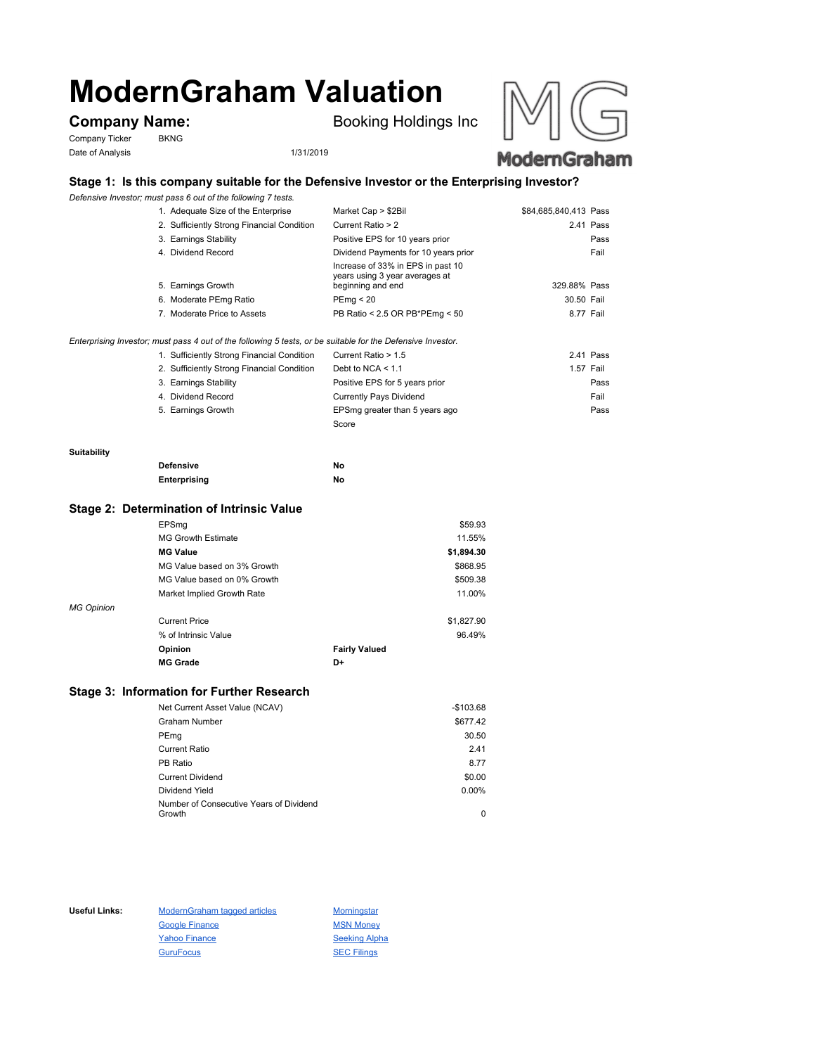# ModernGraham Valuation

## Company Name: Booking Holdings Inc

Company Ticker: BKNG

Date of Analysis: 1/31/2019

### Stage 1: Is this company suitable for the Defensive Investor or the Enterprising Investor?

*Defensive Investor; must pass 6 out of the following 7 tests.*

| Test | Criterion | Value | Result |
|---|---|---|---|
| 1. Adequate Size of the Enterprise | Market Cap > $2Bil | $84,685,840,413 | Pass |
| 2. Sufficiently Strong Financial Condition | Current Ratio > 2 | 2.41 | Pass |
| 3. Earnings Stability | Positive EPS for 10 years prior | | Pass |
| 4. Dividend Record | Dividend Payments for 10 years prior | | Fail |
| 5. Earnings Growth | Increase of 33% in EPS in past 10 years using 3 year averages at beginning and end | 329.88% | Pass |
| 6. Moderate PEmg Ratio | PEmg < 20 | 30.50 | Fail |
| 7. Moderate Price to Assets | PB Ratio < 2.5 OR PB*PEmg < 50 | 8.77 | Fail |

*Enterprising Investor; must pass 4 out of the following 5 tests, or be suitable for the Defensive Investor.*

| Test | Criterion | Value | Result |
|---|---|---|---|
| 1. Sufficiently Strong Financial Condition | Current Ratio > 1.5 | 2.41 | Pass |
| 2. Sufficiently Strong Financial Condition | Debt to NCA < 1.1 | 1.57 | Fail |
| 3. Earnings Stability | Positive EPS for 5 years prior | | Pass |
| 4. Dividend Record | Currently Pays Dividend | | Fail |
| 5. Earnings Growth | EPSmg greater than 5 years ago | | Pass |
| | Score | | |

**Suitability**

| | |
|---|---|
| **Defensive** | **No** |
| **Enterprising** | **No** |

### Stage 2: Determination of Intrinsic Value

| | |
|---|---|
| EPSmg | $59.93 |
| MG Growth Estimate | 11.55% |
| **MG Value** | **$1,894.30** |
| MG Value based on 3% Growth | $868.95 |
| MG Value based on 0% Growth | $509.38 |
| Market Implied Growth Rate | 11.00% |

*MG Opinion*

| | |
|---|---|
| Current Price | $1,827.90 |
| % of Intrinsic Value | 96.49% |
| **Opinion** | **Fairly Valued** |
| **MG Grade** | **D+** |

### Stage 3: Information for Further Research

| | |
|---|---|
| Net Current Asset Value (NCAV) | -$103.68 |
| Graham Number | $677.42 |
| PEmg | 30.50 |
| Current Ratio | 2.41 |
| PB Ratio | 8.77 |
| Current Dividend | $0.00 |
| Dividend Yield | 0.00% |
| Number of Consecutive Years of Dividend Growth | 0 |

**Useful Links:**

- ModernGraham tagged articles
- Google Finance
- Yahoo Finance
- GuruFocus
- Morningstar
- MSN Money
- Seeking Alpha
- SEC Filings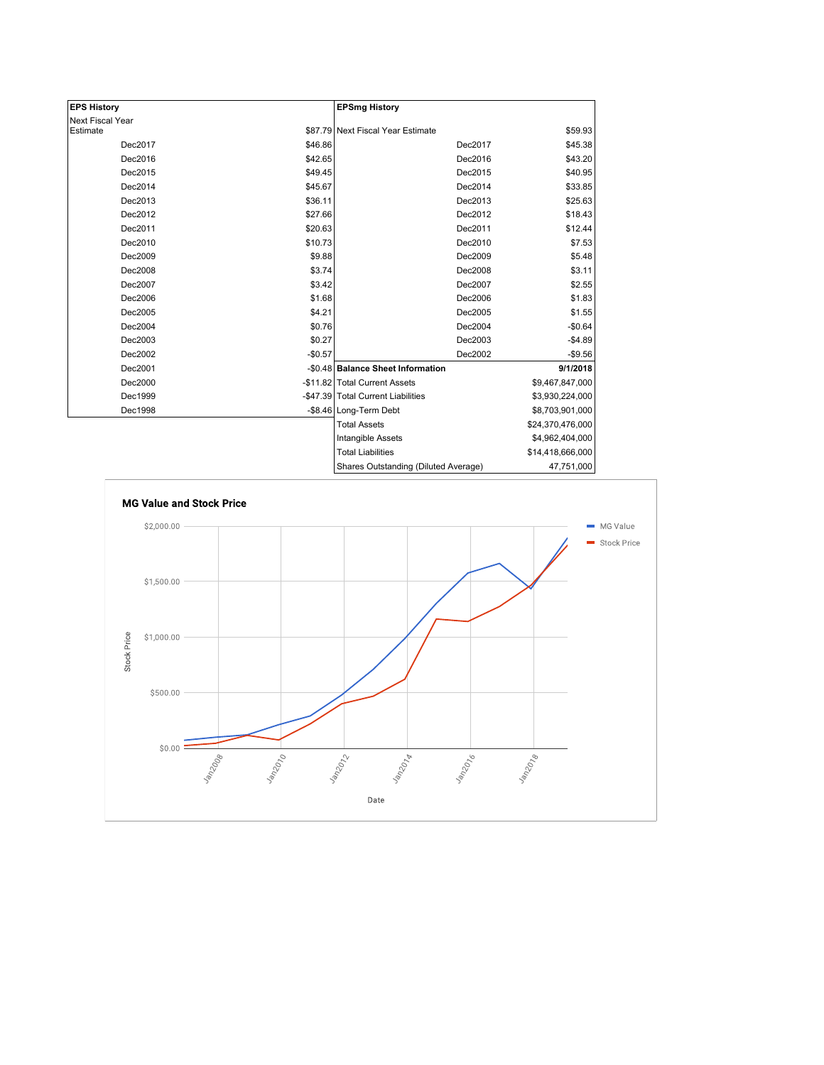| EPS History | |
|---|---|
| Next Fiscal Year Estimate | $87.79 |
| Dec2017 | $46.86 |
| Dec2016 | $42.65 |
| Dec2015 | $49.45 |
| Dec2014 | $45.67 |
| Dec2013 | $36.11 |
| Dec2012 | $27.66 |
| Dec2011 | $20.63 |
| Dec2010 | $10.73 |
| Dec2009 | $9.88 |
| Dec2008 | $3.74 |
| Dec2007 | $3.42 |
| Dec2006 | $1.68 |
| Dec2005 | $4.21 |
| Dec2004 | $0.76 |
| Dec2003 | $0.27 |
| Dec2002 | -$0.57 |
| Dec2001 | -$0.48 |
| Dec2000 | -$11.82 |
| Dec1999 | -$47.39 |
| Dec1998 | -$8.46 |

| EPSmg History | |
|---|---|
| Next Fiscal Year Estimate | $59.93 |
| Dec2017 | $45.38 |
| Dec2016 | $43.20 |
| Dec2015 | $40.95 |
| Dec2014 | $33.85 |
| Dec2013 | $25.63 |
| Dec2012 | $18.43 |
| Dec2011 | $12.44 |
| Dec2010 | $7.53 |
| Dec2009 | $5.48 |
| Dec2008 | $3.11 |
| Dec2007 | $2.55 |
| Dec2006 | $1.83 |
| Dec2005 | $1.55 |
| Dec2004 | -$0.64 |
| Dec2003 | -$4.89 |
| Dec2002 | -$9.56 |

| Balance Sheet Information | 9/1/2018 |
|---|---|
| Total Current Assets | $9,467,847,000 |
| Total Current Liabilities | $3,930,224,000 |
| Long-Term Debt | $8,703,901,000 |
| Total Assets | $24,370,476,000 |
| Intangible Assets | $4,962,404,000 |
| Total Liabilities | $14,418,666,000 |
| Shares Outstanding (Diluted Average) | 47,751,000 |

**MG Value and Stock Price**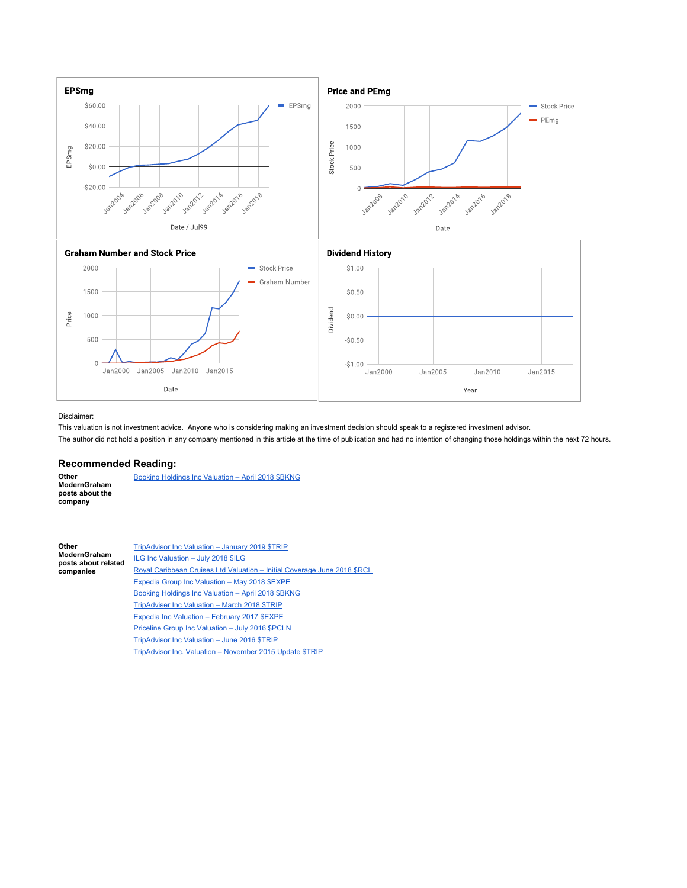### EPSmg

EPSmg

$60.00
$40.00
$20.00
$0.00
-$20.00

Jan2004 Jan2006 Jan2008 Jan2010 Jan2012 Jan2014 Jan2016 Jan2018

Date / Jul99

EPSmg

### Price and PEmg

Stock Price

2000
1500
1000
500
0

Jan2008 Jan2010 Jan2012 Jan2014 Jan2016 Jan2018

Date

Stock Price
PEmg

### Graham Number and Stock Price

Price

2000
1500
1000
500
0

Jan2000 Jan2005 Jan2010 Jan2015

Date

Stock Price
Graham Number

### Dividend History

Dividend

$1.00
$0.50
$0.00
-$0.50
-$1.00

Jan2000 Jan2005 Jan2010 Jan2015

Year

Disclaimer:

This valuation is not investment advice. Anyone who is considering making an investment decision should speak to a registered investment advisor.

The author did not hold a position in any company mentioned in this article at the time of publication and had no intention of changing those holdings within the next 72 hours.

## Recommended Reading:

**Other ModernGraham posts about the company**

- [Booking Holdings Inc Valuation – April 2018 $BKNG]

**Other ModernGraham posts about related companies**

- [TripAdvisor Inc Valuation – January 2019 $TRIP]
- [ILG Inc Valuation – July 2018 $ILG]
- [Royal Caribbean Cruises Ltd Valuation – Initial Coverage June 2018 $RCL]
- [Expedia Group Inc Valuation – May 2018 $EXPE]
- [Booking Holdings Inc Valuation – April 2018 $BKNG]
- [TripAdviser Inc Valuation – March 2018 $TRIP]
- [Expedia Inc Valuation – February 2017 $EXPE]
- [Priceline Group Inc Valuation – July 2016 $PCLN]
- [TripAdvisor Inc Valuation – June 2016 $TRIP]
- [TripAdvisor Inc. Valuation – November 2015 Update $TRIP]